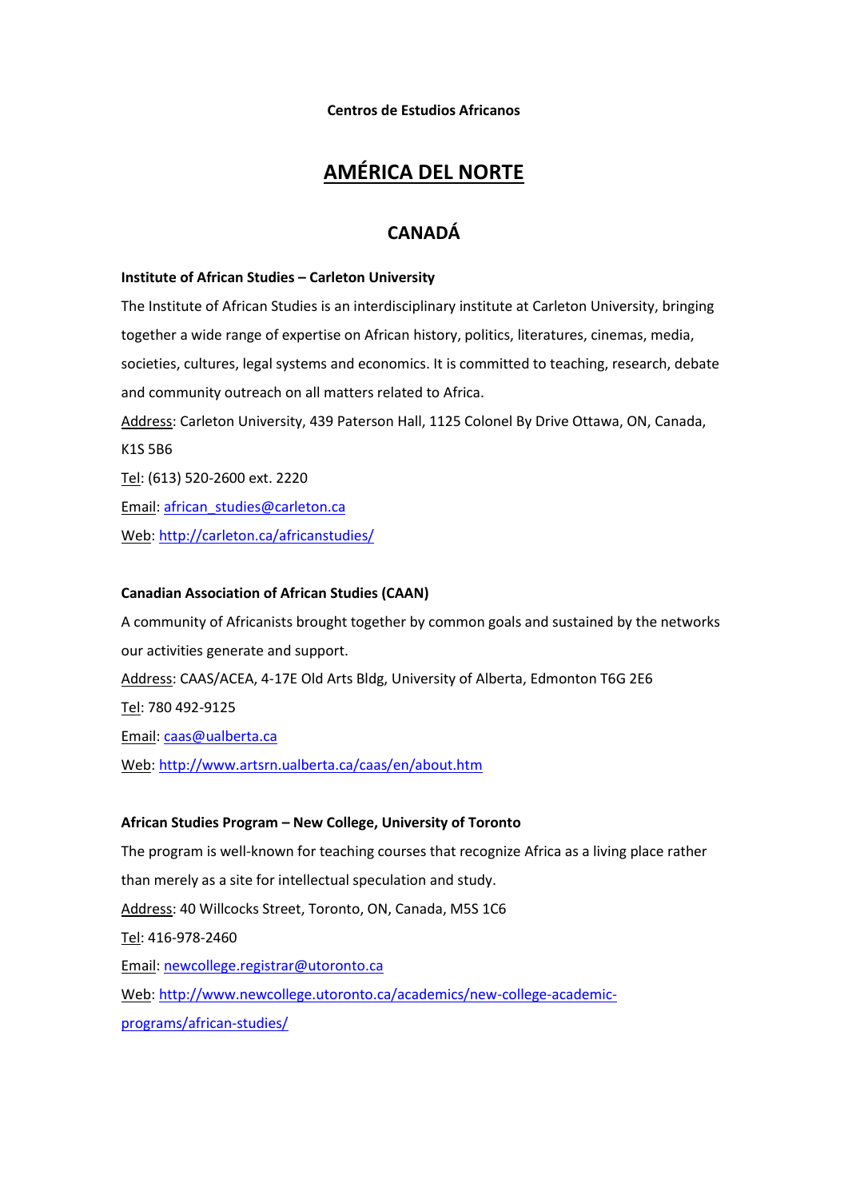**Centros de Estudios Africanos**

# AMÉRICA DEL NORTE

## CANADÁ

**Institute of African Studies – Carleton University**

The Institute of African Studies is an interdisciplinary institute at Carleton University, bringing together a wide range of expertise on African history, politics, literatures, cinemas, media, societies, cultures, legal systems and economics. It is committed to teaching, research, debate and community outreach on all matters related to Africa.

Address: Carleton University, 439 Paterson Hall, 1125 Colonel By Drive Ottawa, ON, Canada, K1S 5B6

Tel: (613) 520-2600 ext. 2220

Email: african_studies@carleton.ca

Web: http://carleton.ca/africanstudies/

**Canadian Association of African Studies (CAAN)**

A community of Africanists brought together by common goals and sustained by the networks our activities generate and support.

Address: CAAS/ACEA, 4-17E Old Arts Bldg, University of Alberta, Edmonton T6G 2E6

Tel: 780 492-9125

Email: caas@ualberta.ca

Web: http://www.artsrn.ualberta.ca/caas/en/about.htm

**African Studies Program – New College, University of Toronto**

The program is well-known for teaching courses that recognize Africa as a living place rather than merely as a site for intellectual speculation and study.

Address: 40 Willcocks Street, Toronto, ON, Canada, M5S 1C6

Tel: 416-978-2460

Email: newcollege.registrar@utoronto.ca

Web: http://www.newcollege.utoronto.ca/academics/new-college-academic-programs/african-studies/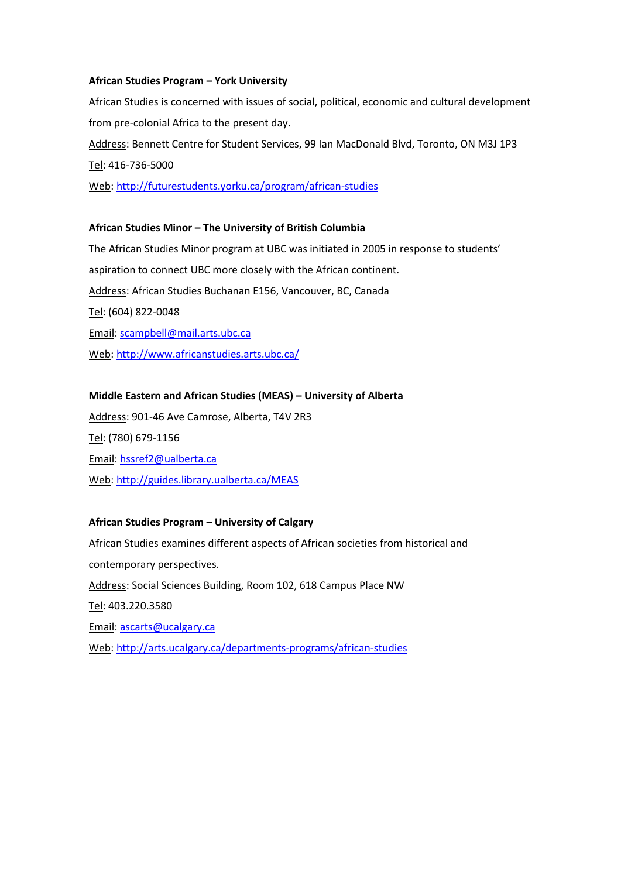**African Studies Program – York University**

African Studies is concerned with issues of social, political, economic and cultural development from pre-colonial Africa to the present day.

Address: Bennett Centre for Student Services, 99 Ian MacDonald Blvd, Toronto, ON M3J 1P3

Tel: 416-736-5000

Web: http://futurestudents.yorku.ca/program/african-studies

**African Studies Minor – The University of British Columbia**

The African Studies Minor program at UBC was initiated in 2005 in response to students' aspiration to connect UBC more closely with the African continent.

Address: African Studies Buchanan E156, Vancouver, BC, Canada

Tel: (604) 822-0048

Email: scampbell@mail.arts.ubc.ca

Web: http://www.africanstudies.arts.ubc.ca/

**Middle Eastern and African Studies (MEAS) – University of Alberta**

Address: 901-46 Ave Camrose, Alberta, T4V 2R3

Tel: (780) 679-1156

Email: hssref2@ualberta.ca

Web: http://guides.library.ualberta.ca/MEAS

**African Studies Program – University of Calgary**

African Studies examines different aspects of African societies from historical and contemporary perspectives.

Address: Social Sciences Building, Room 102, 618 Campus Place NW

Tel: 403.220.3580

Email: ascarts@ucalgary.ca

Web: http://arts.ucalgary.ca/departments-programs/african-studies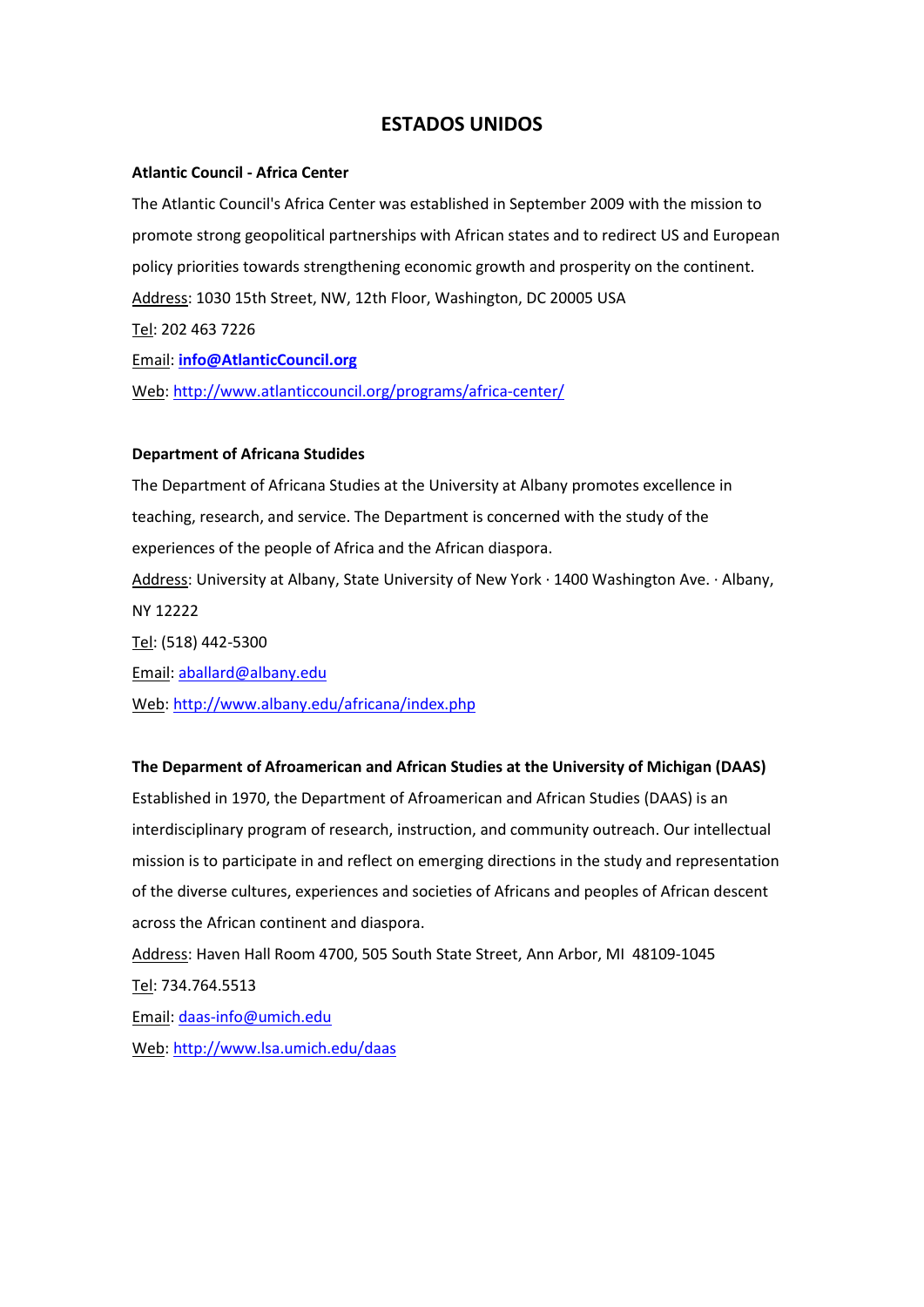## ESTADOS UNIDOS

**Atlantic Council - Africa Center**

The Atlantic Council's Africa Center was established in September 2009 with the mission to promote strong geopolitical partnerships with African states and to redirect US and European policy priorities towards strengthening economic growth and prosperity on the continent.

Address: 1030 15th Street, NW, 12th Floor, Washington, DC 20005 USA

Tel: 202 463 7226

Email: **info@AtlanticCouncil.org**

Web: http://www.atlanticcouncil.org/programs/africa-center/

**Department of Africana Studides**

The Department of Africana Studies at the University at Albany promotes excellence in teaching, research, and service. The Department is concerned with the study of the experiences of the people of Africa and the African diaspora.

Address: University at Albany, State University of New York · 1400 Washington Ave. · Albany, NY 12222

Tel: (518) 442-5300

Email: aballard@albany.edu

Web: http://www.albany.edu/africana/index.php

**The Deparment of Afroamerican and African Studies at the University of Michigan (DAAS)**

Established in 1970, the Department of Afroamerican and African Studies (DAAS) is an interdisciplinary program of research, instruction, and community outreach. Our intellectual mission is to participate in and reflect on emerging directions in the study and representation of the diverse cultures, experiences and societies of Africans and peoples of African descent across the African continent and diaspora.

Address: Haven Hall Room 4700, 505 South State Street, Ann Arbor, MI 48109-1045

Tel: 734.764.5513

Email: daas-info@umich.edu

Web: http://www.lsa.umich.edu/daas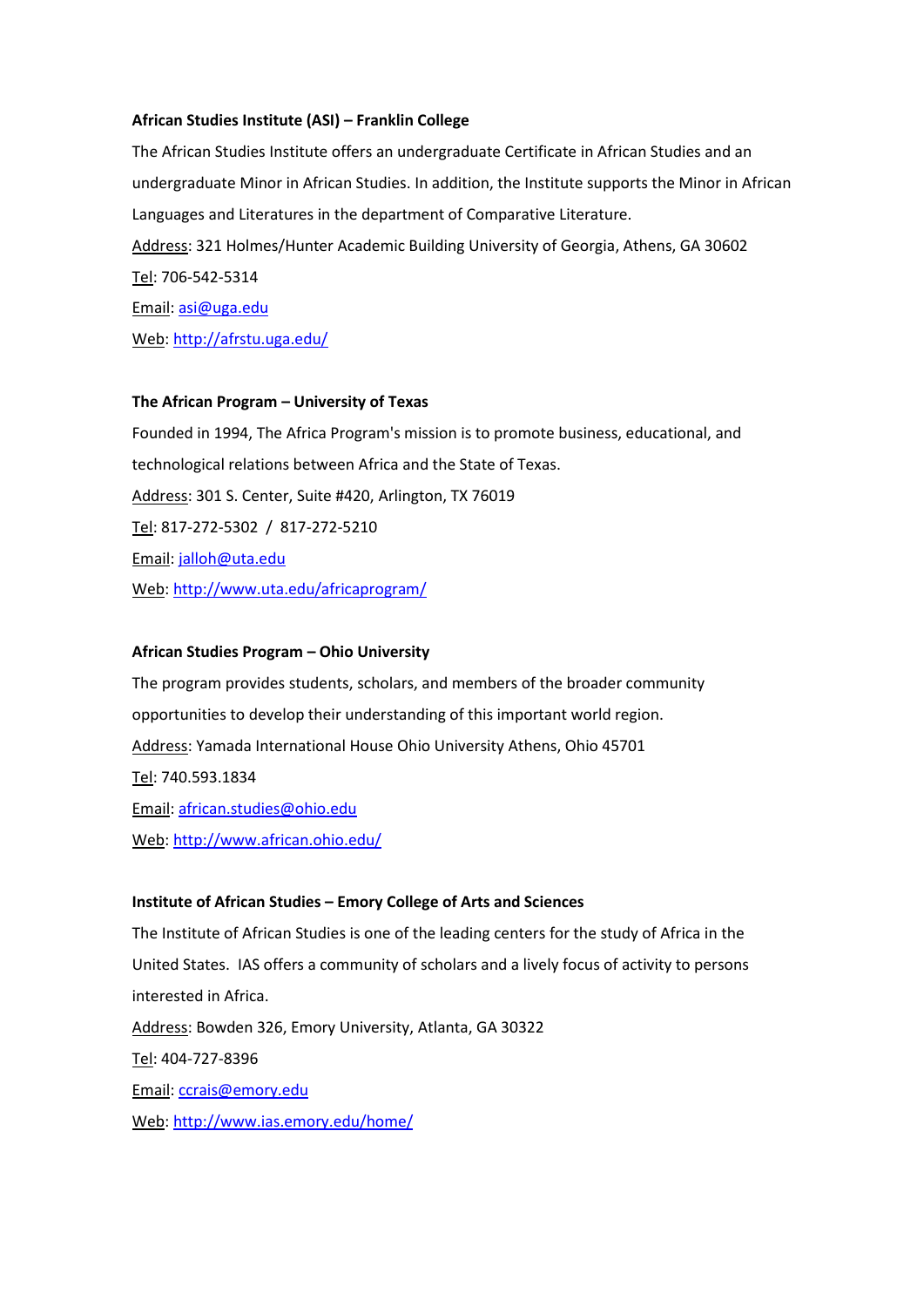**African Studies Institute (ASI) – Franklin College**

The African Studies Institute offers an undergraduate Certificate in African Studies and an undergraduate Minor in African Studies. In addition, the Institute supports the Minor in African Languages and Literatures in the department of Comparative Literature.

Address: 321 Holmes/Hunter Academic Building University of Georgia, Athens, GA 30602

Tel: 706-542-5314

Email: asi@uga.edu

Web: http://afrstu.uga.edu/

**The African Program – University of Texas**

Founded in 1994, The Africa Program's mission is to promote business, educational, and technological relations between Africa and the State of Texas.

Address: 301 S. Center, Suite #420, Arlington, TX 76019

Tel: 817-272-5302 / 817-272-5210

Email: jalloh@uta.edu

Web: http://www.uta.edu/africaprogram/

**African Studies Program – Ohio University**

The program provides students, scholars, and members of the broader community opportunities to develop their understanding of this important world region.

Address: Yamada International House Ohio University Athens, Ohio 45701

Tel: 740.593.1834

Email: african.studies@ohio.edu

Web: http://www.african.ohio.edu/

**Institute of African Studies – Emory College of Arts and Sciences**

The Institute of African Studies is one of the leading centers for the study of Africa in the United States. IAS offers a community of scholars and a lively focus of activity to persons interested in Africa.

Address: Bowden 326, Emory University, Atlanta, GA 30322

Tel: 404-727-8396

Email: ccrais@emory.edu

Web: http://www.ias.emory.edu/home/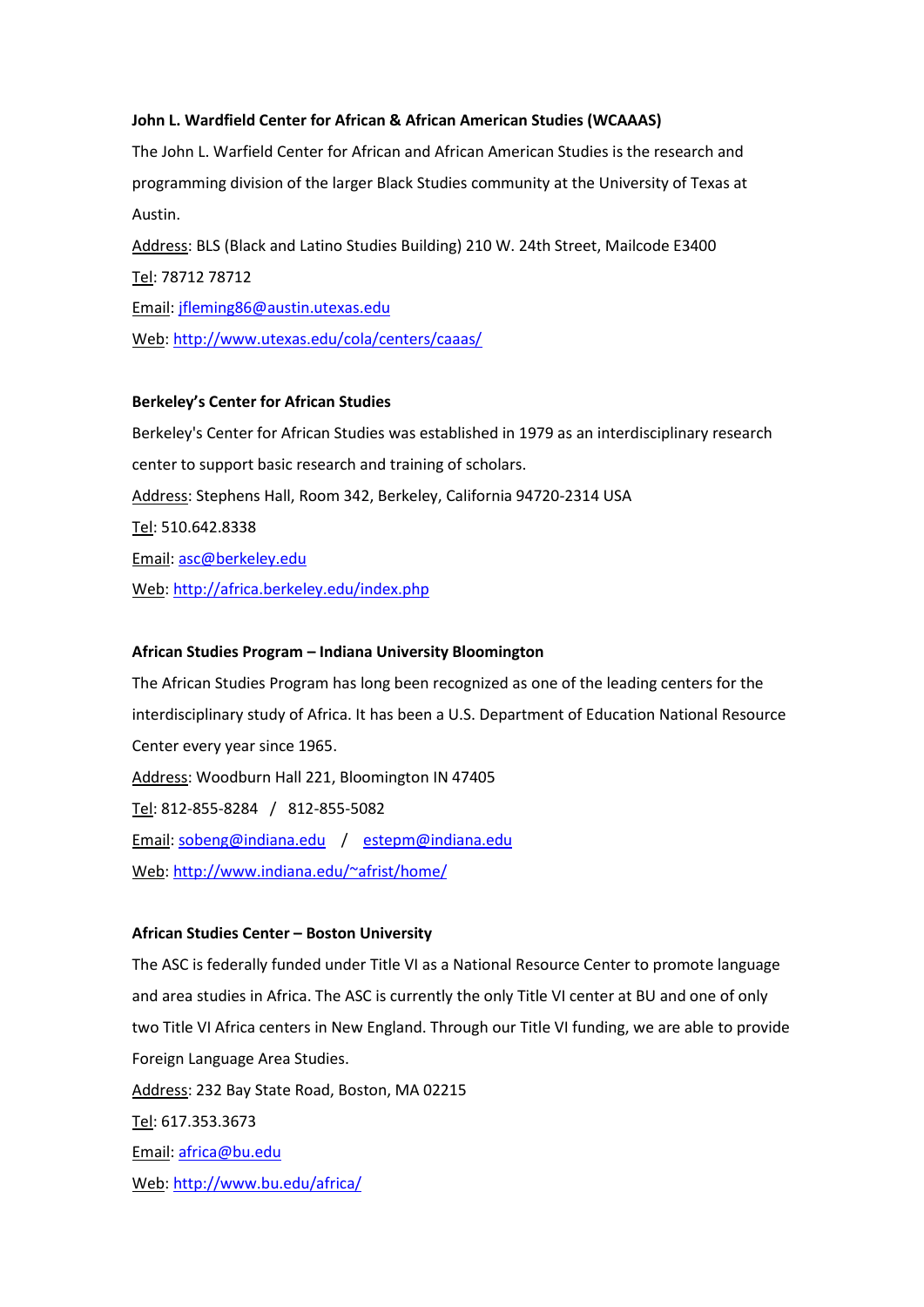**John L. Wardfield Center for African & African American Studies (WCAAAS)**

The John L. Warfield Center for African and African American Studies is the research and programming division of the larger Black Studies community at the University of Texas at Austin.

Address: BLS (Black and Latino Studies Building) 210 W. 24th Street, Mailcode E3400

Tel: 78712 78712

Email: jfleming86@austin.utexas.edu

Web: http://www.utexas.edu/cola/centers/caaas/

**Berkeley's Center for African Studies**

Berkeley's Center for African Studies was established in 1979 as an interdisciplinary research center to support basic research and training of scholars.

Address: Stephens Hall, Room 342, Berkeley, California 94720-2314 USA

Tel: 510.642.8338

Email: asc@berkeley.edu

Web: http://africa.berkeley.edu/index.php

**African Studies Program – Indiana University Bloomington**

The African Studies Program has long been recognized as one of the leading centers for the interdisciplinary study of Africa. It has been a U.S. Department of Education National Resource Center every year since 1965.

Address: Woodburn Hall 221, Bloomington IN 47405

Tel: 812-855-8284 / 812-855-5082

Email: sobeng@indiana.edu / estepm@indiana.edu

Web: http://www.indiana.edu/~afrist/home/

**African Studies Center – Boston University**

The ASC is federally funded under Title VI as a National Resource Center to promote language and area studies in Africa. The ASC is currently the only Title VI center at BU and one of only two Title VI Africa centers in New England. Through our Title VI funding, we are able to provide Foreign Language Area Studies.

Address: 232 Bay State Road, Boston, MA 02215

Tel: 617.353.3673

Email: africa@bu.edu

Web: http://www.bu.edu/africa/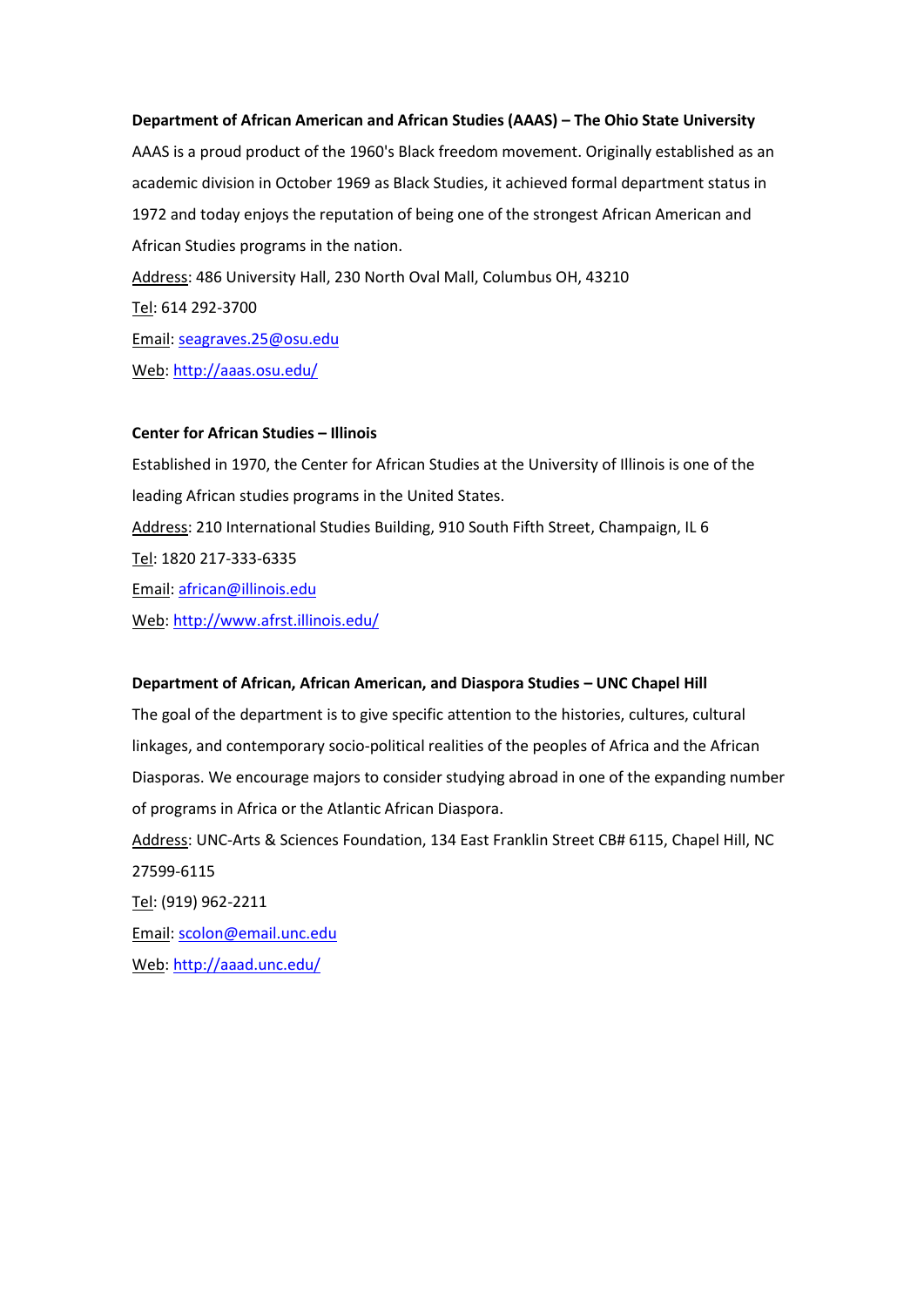**Department of African American and African Studies (AAAS) – The Ohio State University**

AAAS is a proud product of the 1960's Black freedom movement. Originally established as an academic division in October 1969 as Black Studies, it achieved formal department status in 1972 and today enjoys the reputation of being one of the strongest African American and African Studies programs in the nation.

Address: 486 University Hall, 230 North Oval Mall, Columbus OH, 43210

Tel: 614 292-3700

Email: seagraves.25@osu.edu

Web: http://aaas.osu.edu/

**Center for African Studies – Illinois**

Established in 1970, the Center for African Studies at the University of Illinois is one of the leading African studies programs in the United States.

Address: 210 International Studies Building, 910 South Fifth Street, Champaign, IL 6

Tel: 1820 217-333-6335

Email: african@illinois.edu

Web: http://www.afrst.illinois.edu/

**Department of African, African American, and Diaspora Studies – UNC Chapel Hill**

The goal of the department is to give specific attention to the histories, cultures, cultural linkages, and contemporary socio-political realities of the peoples of Africa and the African Diasporas. We encourage majors to consider studying abroad in one of the expanding number of programs in Africa or the Atlantic African Diaspora.

Address: UNC-Arts & Sciences Foundation, 134 East Franklin Street CB# 6115, Chapel Hill, NC 27599-6115

Tel: (919) 962-2211

Email: scolon@email.unc.edu

Web: http://aaad.unc.edu/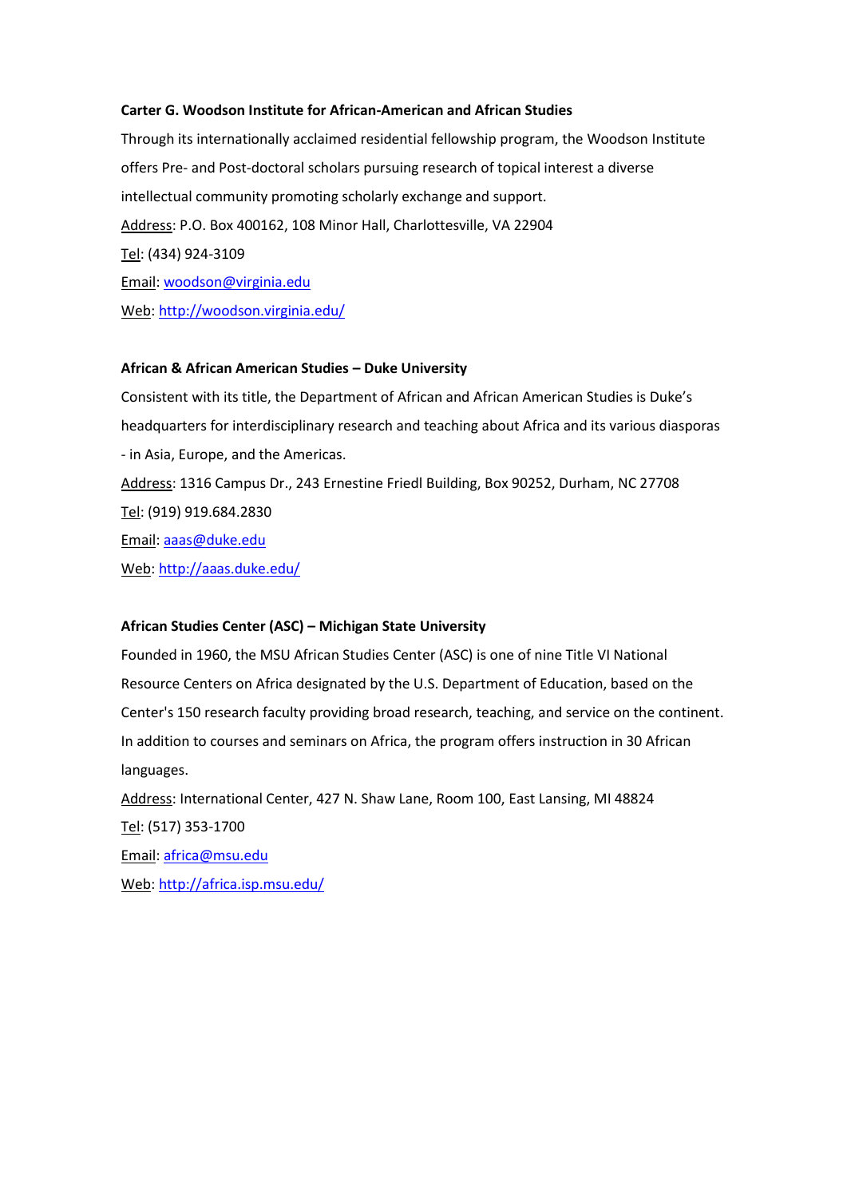**Carter G. Woodson Institute for African-American and African Studies**

Through its internationally acclaimed residential fellowship program, the Woodson Institute offers Pre- and Post-doctoral scholars pursuing research of topical interest a diverse intellectual community promoting scholarly exchange and support.

Address: P.O. Box 400162, 108 Minor Hall, Charlottesville, VA 22904

Tel: (434) 924-3109

Email: woodson@virginia.edu

Web: http://woodson.virginia.edu/

**African & African American Studies – Duke University**

Consistent with its title, the Department of African and African American Studies is Duke's headquarters for interdisciplinary research and teaching about Africa and its various diasporas - in Asia, Europe, and the Americas.

Address: 1316 Campus Dr., 243 Ernestine Friedl Building, Box 90252, Durham, NC 27708

Tel: (919) 919.684.2830

Email: aaas@duke.edu

Web: http://aaas.duke.edu/

**African Studies Center (ASC) – Michigan State University**

Founded in 1960, the MSU African Studies Center (ASC) is one of nine Title VI National Resource Centers on Africa designated by the U.S. Department of Education, based on the Center's 150 research faculty providing broad research, teaching, and service on the continent. In addition to courses and seminars on Africa, the program offers instruction in 30 African languages.

Address: International Center, 427 N. Shaw Lane, Room 100, East Lansing, MI 48824

Tel: (517) 353-1700

Email: africa@msu.edu

Web: http://africa.isp.msu.edu/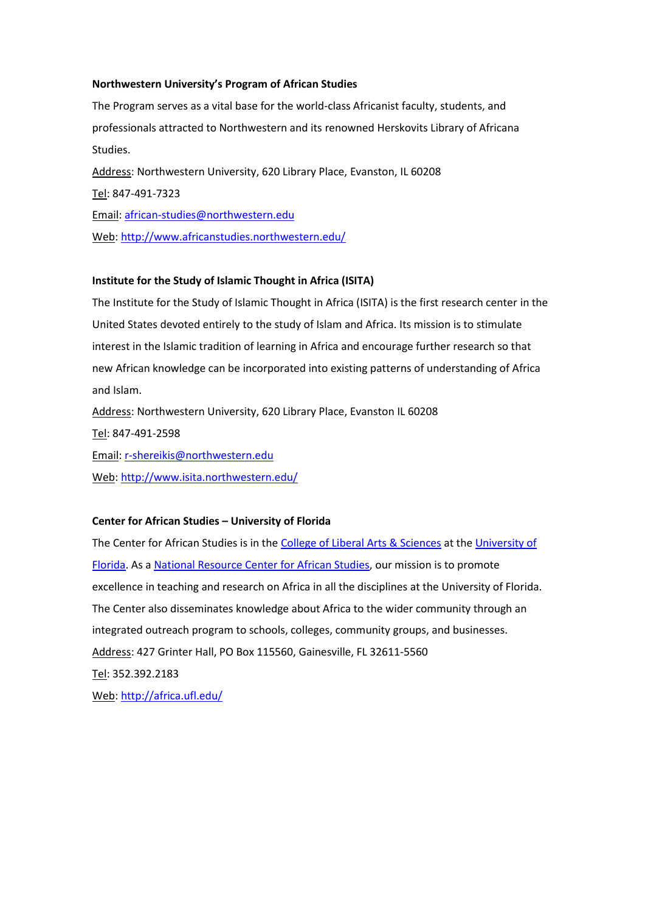**Northwestern University's Program of African Studies**

The Program serves as a vital base for the world-class Africanist faculty, students, and professionals attracted to Northwestern and its renowned Herskovits Library of Africana Studies.

Address: Northwestern University, 620 Library Place, Evanston, IL 60208

Tel: 847-491-7323

Email: african-studies@northwestern.edu

Web: http://www.africanstudies.northwestern.edu/

**Institute for the Study of Islamic Thought in Africa (ISITA)**

The Institute for the Study of Islamic Thought in Africa (ISITA) is the first research center in the United States devoted entirely to the study of Islam and Africa. Its mission is to stimulate interest in the Islamic tradition of learning in Africa and encourage further research so that new African knowledge can be incorporated into existing patterns of understanding of Africa and Islam.

Address: Northwestern University, 620 Library Place, Evanston IL 60208

Tel: 847-491-2598

Email: r-shereikis@northwestern.edu

Web: http://www.isita.northwestern.edu/

**Center for African Studies – University of Florida**

The Center for African Studies is in the College of Liberal Arts & Sciences at the University of Florida. As a National Resource Center for African Studies, our mission is to promote excellence in teaching and research on Africa in all the disciplines at the University of Florida. The Center also disseminates knowledge about Africa to the wider community through an integrated outreach program to schools, colleges, community groups, and businesses.

Address: 427 Grinter Hall, PO Box 115560, Gainesville, FL 32611-5560

Tel: 352.392.2183

Web: http://africa.ufl.edu/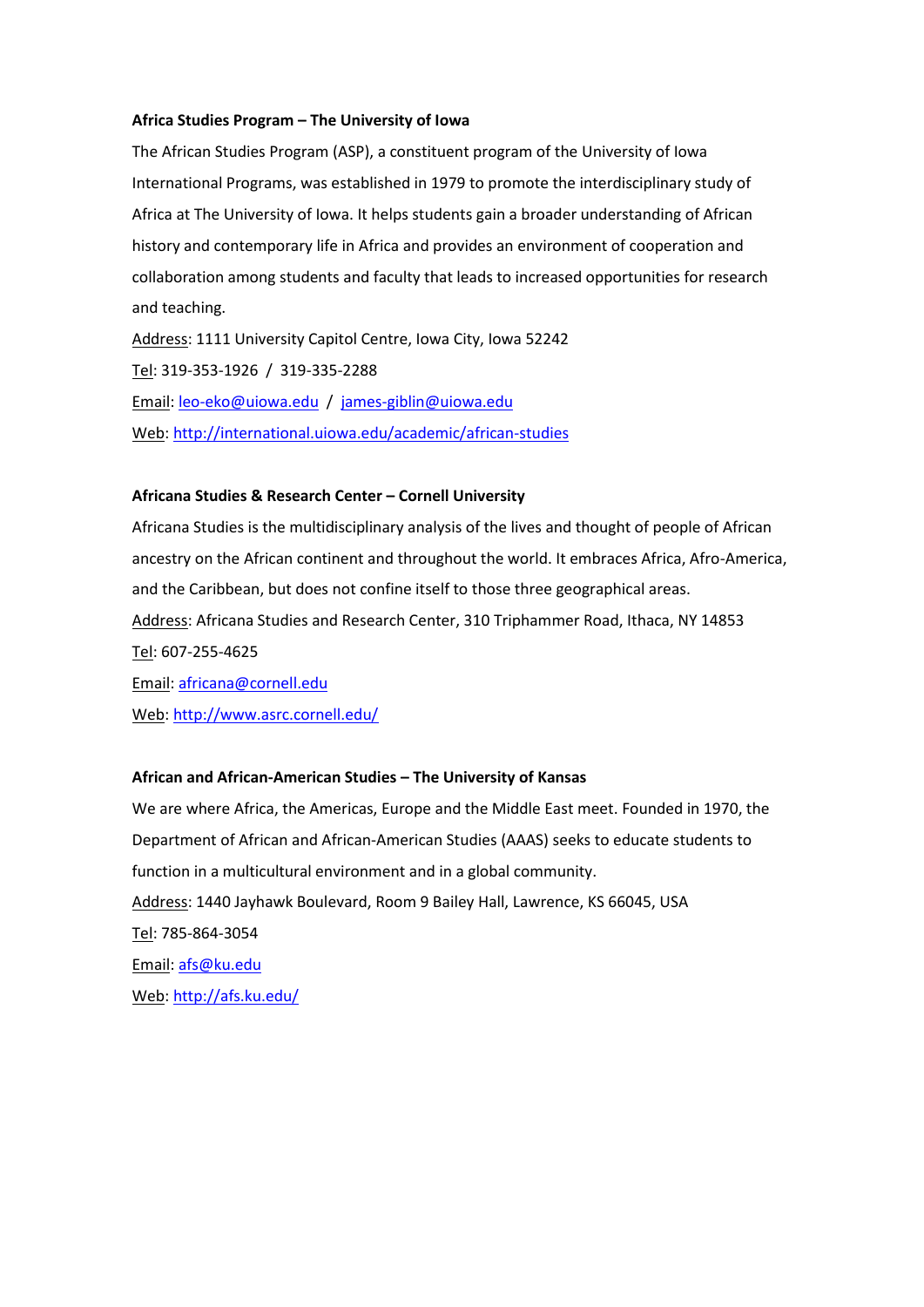**Africa Studies Program – The University of Iowa**

The African Studies Program (ASP), a constituent program of the University of Iowa International Programs, was established in 1979 to promote the interdisciplinary study of Africa at The University of Iowa. It helps students gain a broader understanding of African history and contemporary life in Africa and provides an environment of cooperation and collaboration among students and faculty that leads to increased opportunities for research and teaching.

Address: 1111 University Capitol Centre, Iowa City, Iowa 52242

Tel: 319-353-1926 / 319-335-2288

Email: leo-eko@uiowa.edu / james-giblin@uiowa.edu

Web: http://international.uiowa.edu/academic/african-studies

**Africana Studies & Research Center – Cornell University**

Africana Studies is the multidisciplinary analysis of the lives and thought of people of African ancestry on the African continent and throughout the world. It embraces Africa, Afro-America, and the Caribbean, but does not confine itself to those three geographical areas.

Address: Africana Studies and Research Center, 310 Triphammer Road, Ithaca, NY 14853

Tel: 607-255-4625

Email: africana@cornell.edu

Web: http://www.asrc.cornell.edu/

**African and African-American Studies – The University of Kansas**

We are where Africa, the Americas, Europe and the Middle East meet. Founded in 1970, the Department of African and African-American Studies (AAAS) seeks to educate students to function in a multicultural environment and in a global community.

Address: 1440 Jayhawk Boulevard, Room 9 Bailey Hall, Lawrence, KS 66045, USA

Tel: 785-864-3054

Email: afs@ku.edu

Web: http://afs.ku.edu/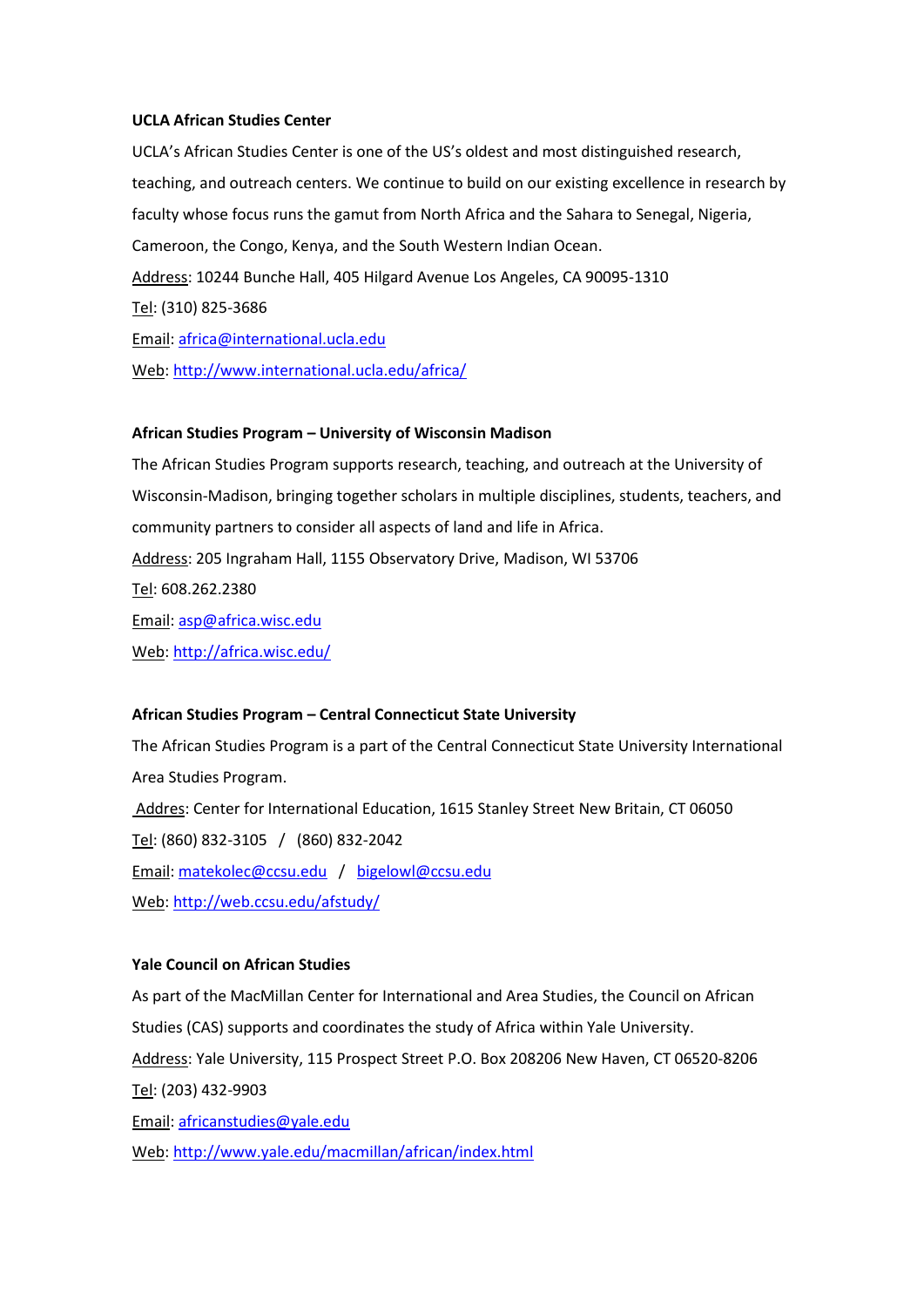**UCLA African Studies Center**

UCLA's African Studies Center is one of the US's oldest and most distinguished research, teaching, and outreach centers. We continue to build on our existing excellence in research by faculty whose focus runs the gamut from North Africa and the Sahara to Senegal, Nigeria, Cameroon, the Congo, Kenya, and the South Western Indian Ocean.

Address: 10244 Bunche Hall, 405 Hilgard Avenue Los Angeles, CA 90095-1310

Tel: (310) 825-3686

Email: africa@international.ucla.edu

Web: http://www.international.ucla.edu/africa/

**African Studies Program – University of Wisconsin Madison**

The African Studies Program supports research, teaching, and outreach at the University of Wisconsin-Madison, bringing together scholars in multiple disciplines, students, teachers, and community partners to consider all aspects of land and life in Africa.

Address: 205 Ingraham Hall, 1155 Observatory Drive, Madison, WI 53706

Tel: 608.262.2380

Email: asp@africa.wisc.edu

Web: http://africa.wisc.edu/

**African Studies Program – Central Connecticut State University**

The African Studies Program is a part of the Central Connecticut State University International Area Studies Program.

Addres: Center for International Education, 1615 Stanley Street New Britain, CT 06050

Tel: (860) 832-3105 / (860) 832-2042

Email: matekolec@ccsu.edu / bigelowl@ccsu.edu

Web: http://web.ccsu.edu/afstudy/

**Yale Council on African Studies**

As part of the MacMillan Center for International and Area Studies, the Council on African Studies (CAS) supports and coordinates the study of Africa within Yale University.

Address: Yale University, 115 Prospect Street P.O. Box 208206 New Haven, CT 06520-8206

Tel: (203) 432-9903

Email: africanstudies@yale.edu

Web: http://www.yale.edu/macmillan/african/index.html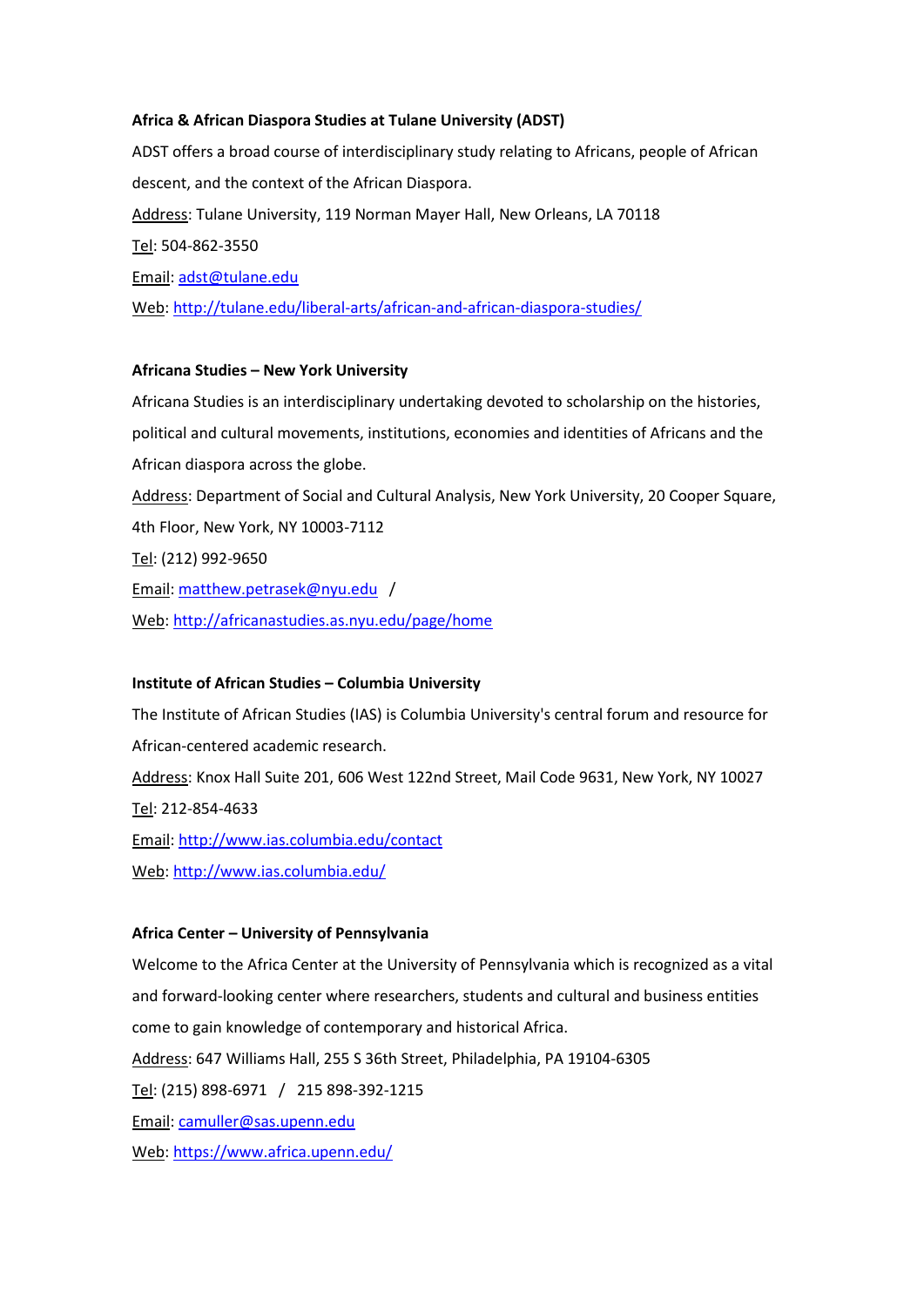**Africa & African Diaspora Studies at Tulane University (ADST)**

ADST offers a broad course of interdisciplinary study relating to Africans, people of African descent, and the context of the African Diaspora.

Address: Tulane University, 119 Norman Mayer Hall, New Orleans, LA 70118

Tel: 504-862-3550

Email: adst@tulane.edu

Web: http://tulane.edu/liberal-arts/african-and-african-diaspora-studies/

**Africana Studies – New York University**

Africana Studies is an interdisciplinary undertaking devoted to scholarship on the histories, political and cultural movements, institutions, economies and identities of Africans and the African diaspora across the globe.

Address: Department of Social and Cultural Analysis, New York University, 20 Cooper Square, 4th Floor, New York, NY 10003-7112

Tel: (212) 992-9650

Email: matthew.petrasek@nyu.edu /

Web: http://africanastudies.as.nyu.edu/page/home

**Institute of African Studies – Columbia University**

The Institute of African Studies (IAS) is Columbia University's central forum and resource for African-centered academic research.

Address: Knox Hall Suite 201, 606 West 122nd Street, Mail Code 9631, New York, NY 10027

Tel: 212-854-4633

Email: http://www.ias.columbia.edu/contact

Web: http://www.ias.columbia.edu/

**Africa Center – University of Pennsylvania**

Welcome to the Africa Center at the University of Pennsylvania which is recognized as a vital and forward-looking center where researchers, students and cultural and business entities come to gain knowledge of contemporary and historical Africa.

Address: 647 Williams Hall, 255 S 36th Street, Philadelphia, PA 19104-6305

Tel: (215) 898-6971 / 215 898-392-1215

Email: camuller@sas.upenn.edu

Web: https://www.africa.upenn.edu/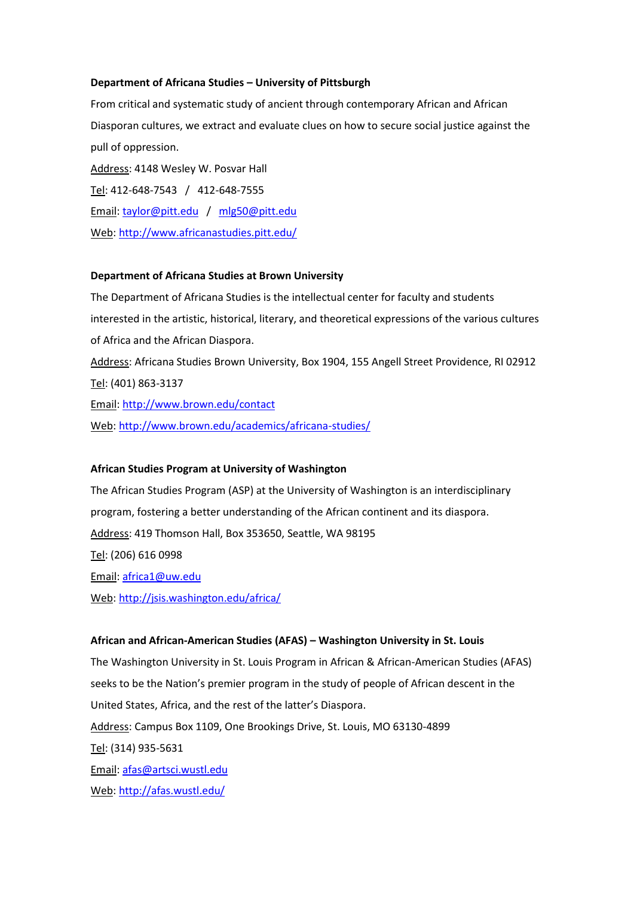**Department of Africana Studies – University of Pittsburgh**

From critical and systematic study of ancient through contemporary African and African Diasporan cultures, we extract and evaluate clues on how to secure social justice against the pull of oppression.

Address: 4148 Wesley W. Posvar Hall

Tel: 412-648-7543 / 412-648-7555

Email: taylor@pitt.edu / mlg50@pitt.edu

Web: http://www.africanastudies.pitt.edu/

**Department of Africana Studies at Brown University**

The Department of Africana Studies is the intellectual center for faculty and students interested in the artistic, historical, literary, and theoretical expressions of the various cultures of Africa and the African Diaspora.

Address: Africana Studies Brown University, Box 1904, 155 Angell Street Providence, RI 02912

Tel: (401) 863-3137

Email: http://www.brown.edu/contact

Web: http://www.brown.edu/academics/africana-studies/

**African Studies Program at University of Washington**

The African Studies Program (ASP) at the University of Washington is an interdisciplinary program, fostering a better understanding of the African continent and its diaspora.

Address: 419 Thomson Hall, Box 353650, Seattle, WA 98195

Tel: (206) 616 0998

Email: africa1@uw.edu

Web: http://jsis.washington.edu/africa/

**African and African-American Studies (AFAS) – Washington University in St. Louis**

The Washington University in St. Louis Program in African & African-American Studies (AFAS) seeks to be the Nation's premier program in the study of people of African descent in the United States, Africa, and the rest of the latter's Diaspora.

Address: Campus Box 1109, One Brookings Drive, St. Louis, MO 63130-4899

Tel: (314) 935-5631

Email: afas@artsci.wustl.edu

Web: http://afas.wustl.edu/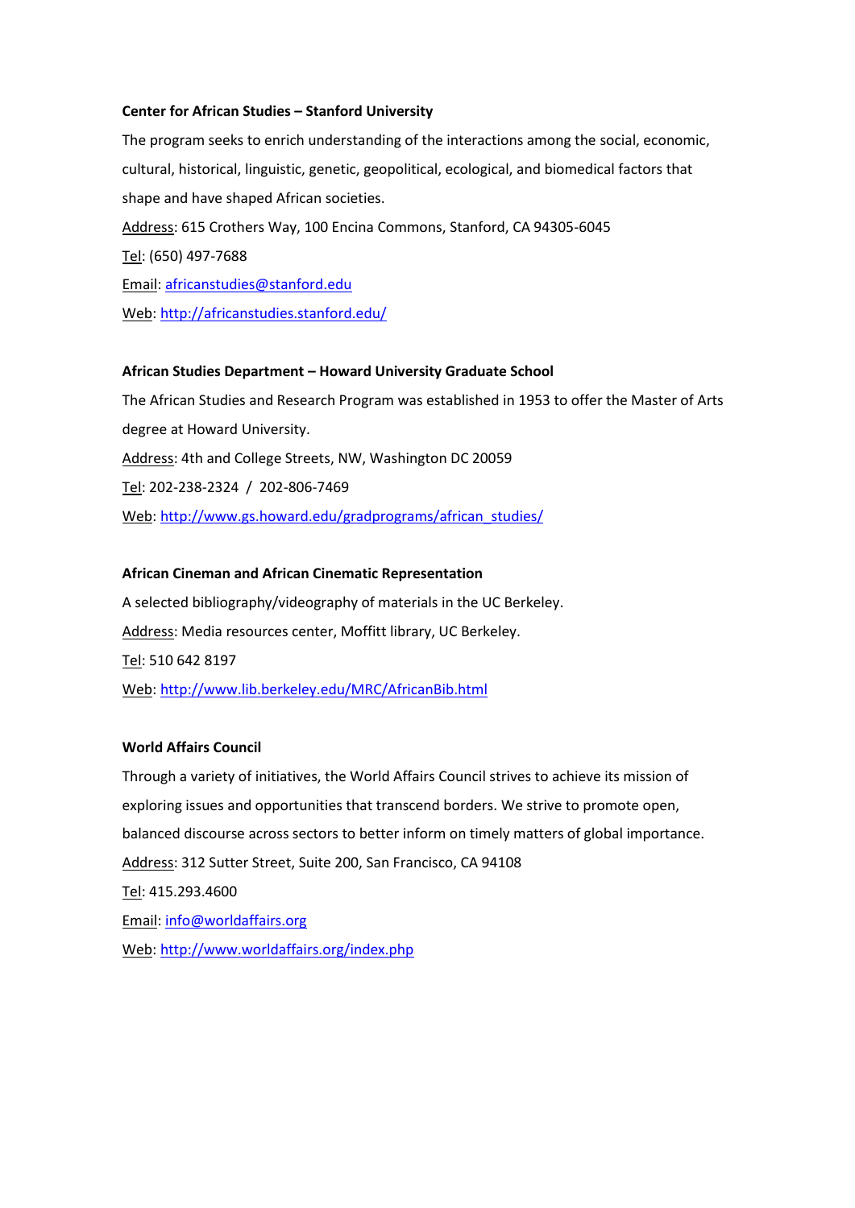**Center for African Studies – Stanford University**

The program seeks to enrich understanding of the interactions among the social, economic, cultural, historical, linguistic, genetic, geopolitical, ecological, and biomedical factors that shape and have shaped African societies.

Address: 615 Crothers Way, 100 Encina Commons, Stanford, CA 94305-6045

Tel: (650) 497-7688

Email: africanstudies@stanford.edu

Web: http://africanstudies.stanford.edu/

**African Studies Department – Howard University Graduate School**

The African Studies and Research Program was established in 1953 to offer the Master of Arts degree at Howard University.

Address: 4th and College Streets, NW, Washington DC 20059

Tel: 202-238-2324 / 202-806-7469

Web: http://www.gs.howard.edu/gradprograms/african_studies/

**African Cineman and African Cinematic Representation**

A selected bibliography/videography of materials in the UC Berkeley.

Address: Media resources center, Moffitt library, UC Berkeley.

Tel: 510 642 8197

Web: http://www.lib.berkeley.edu/MRC/AfricanBib.html

**World Affairs Council**

Through a variety of initiatives, the World Affairs Council strives to achieve its mission of exploring issues and opportunities that transcend borders. We strive to promote open, balanced discourse across sectors to better inform on timely matters of global importance.

Address: 312 Sutter Street, Suite 200, San Francisco, CA 94108

Tel: 415.293.4600

Email: info@worldaffairs.org

Web: http://www.worldaffairs.org/index.php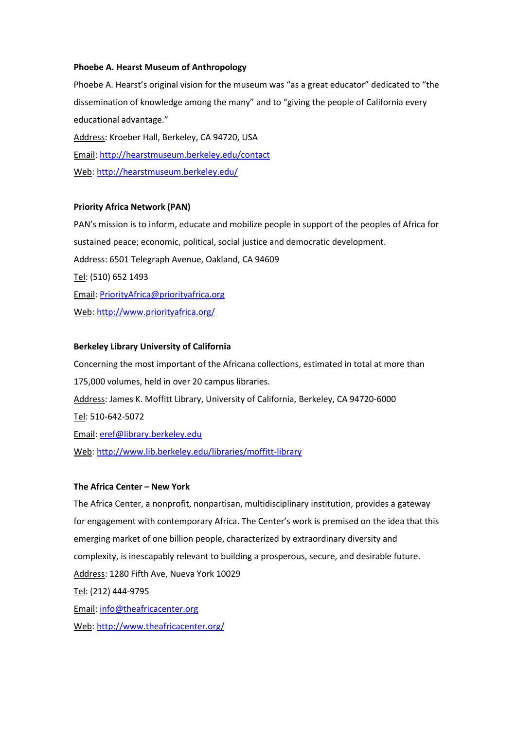**Phoebe A. Hearst Museum of Anthropology**

Phoebe A. Hearst's original vision for the museum was "as a great educator" dedicated to "the dissemination of knowledge among the many" and to "giving the people of California every educational advantage."

Address: Kroeber Hall, Berkeley, CA 94720, USA

Email: http://hearstmuseum.berkeley.edu/contact

Web: http://hearstmuseum.berkeley.edu/

**Priority Africa Network (PAN)**

PAN's mission is to inform, educate and mobilize people in support of the peoples of Africa for sustained peace; economic, political, social justice and democratic development.

Address: 6501 Telegraph Avenue, Oakland, CA 94609

Tel: (510) 652 1493

Email: PriorityAfrica@priorityafrica.org

Web: http://www.priorityafrica.org/

**Berkeley Library University of California**

Concerning the most important of the Africana collections, estimated in total at more than 175,000 volumes, held in over 20 campus libraries.

Address: James K. Moffitt Library, University of California, Berkeley, CA 94720-6000

Tel: 510-642-5072

Email: eref@library.berkeley.edu

Web: http://www.lib.berkeley.edu/libraries/moffitt-library

**The Africa Center – New York**

The Africa Center, a nonprofit, nonpartisan, multidisciplinary institution, provides a gateway for engagement with contemporary Africa. The Center's work is premised on the idea that this emerging market of one billion people, characterized by extraordinary diversity and complexity, is inescapably relevant to building a prosperous, secure, and desirable future.

Address: 1280 Fifth Ave, Nueva York 10029

Tel: (212) 444-9795

Email: info@theafricacenter.org

Web: http://www.theafricacenter.org/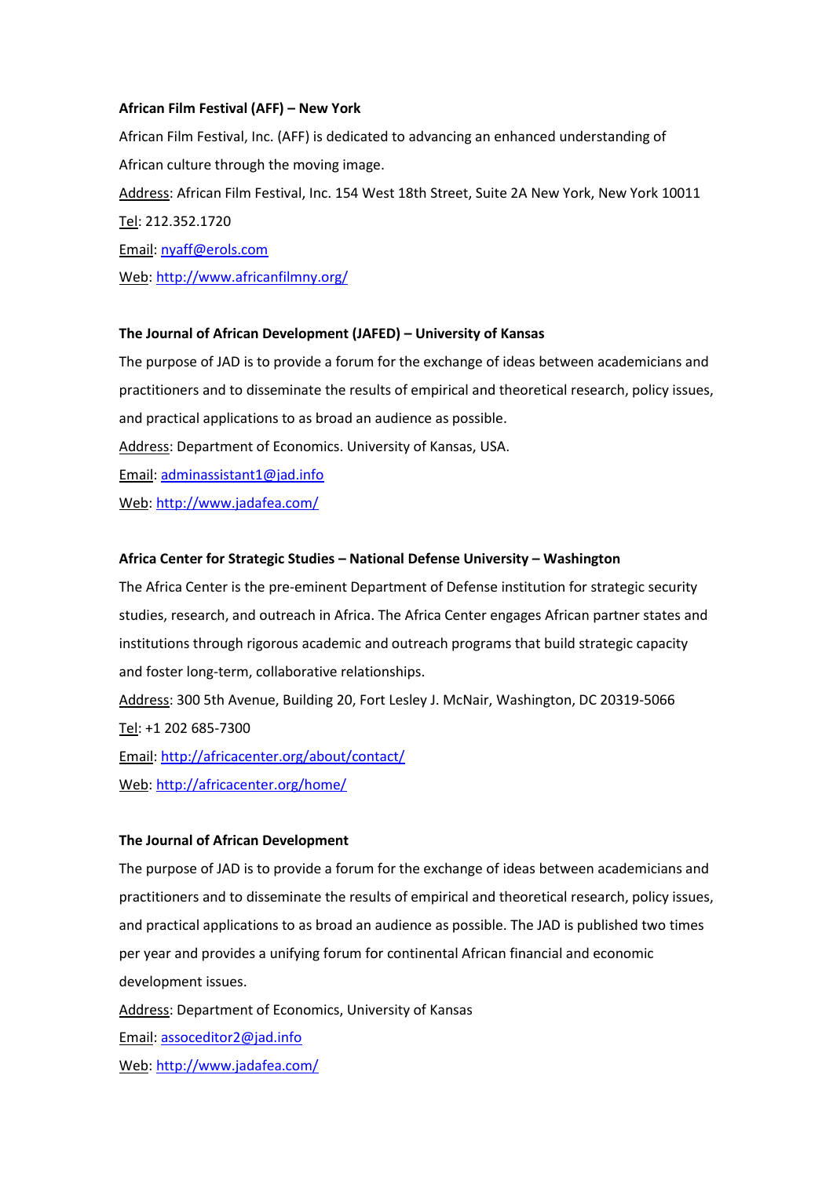**African Film Festival (AFF) – New York**

African Film Festival, Inc. (AFF) is dedicated to advancing an enhanced understanding of African culture through the moving image.

Address: African Film Festival, Inc. 154 West 18th Street, Suite 2A New York, New York 10011

Tel: 212.352.1720

Email: nyaff@erols.com

Web: http://www.africanfilmny.org/

**The Journal of African Development (JAFED) – University of Kansas**

The purpose of JAD is to provide a forum for the exchange of ideas between academicians and practitioners and to disseminate the results of empirical and theoretical research, policy issues, and practical applications to as broad an audience as possible.

Address: Department of Economics. University of Kansas, USA.

Email: adminassistant1@jad.info

Web: http://www.jadafea.com/

**Africa Center for Strategic Studies – National Defense University – Washington**

The Africa Center is the pre-eminent Department of Defense institution for strategic security studies, research, and outreach in Africa. The Africa Center engages African partner states and institutions through rigorous academic and outreach programs that build strategic capacity and foster long-term, collaborative relationships.

Address: 300 5th Avenue, Building 20, Fort Lesley J. McNair, Washington, DC 20319-5066

Tel: +1 202 685-7300

Email: http://africacenter.org/about/contact/

Web: http://africacenter.org/home/

**The Journal of African Development**

The purpose of JAD is to provide a forum for the exchange of ideas between academicians and practitioners and to disseminate the results of empirical and theoretical research, policy issues, and practical applications to as broad an audience as possible. The JAD is published two times per year and provides a unifying forum for continental African financial and economic development issues.

Address: Department of Economics, University of Kansas

Email: assoceditor2@jad.info

Web: http://www.jadafea.com/